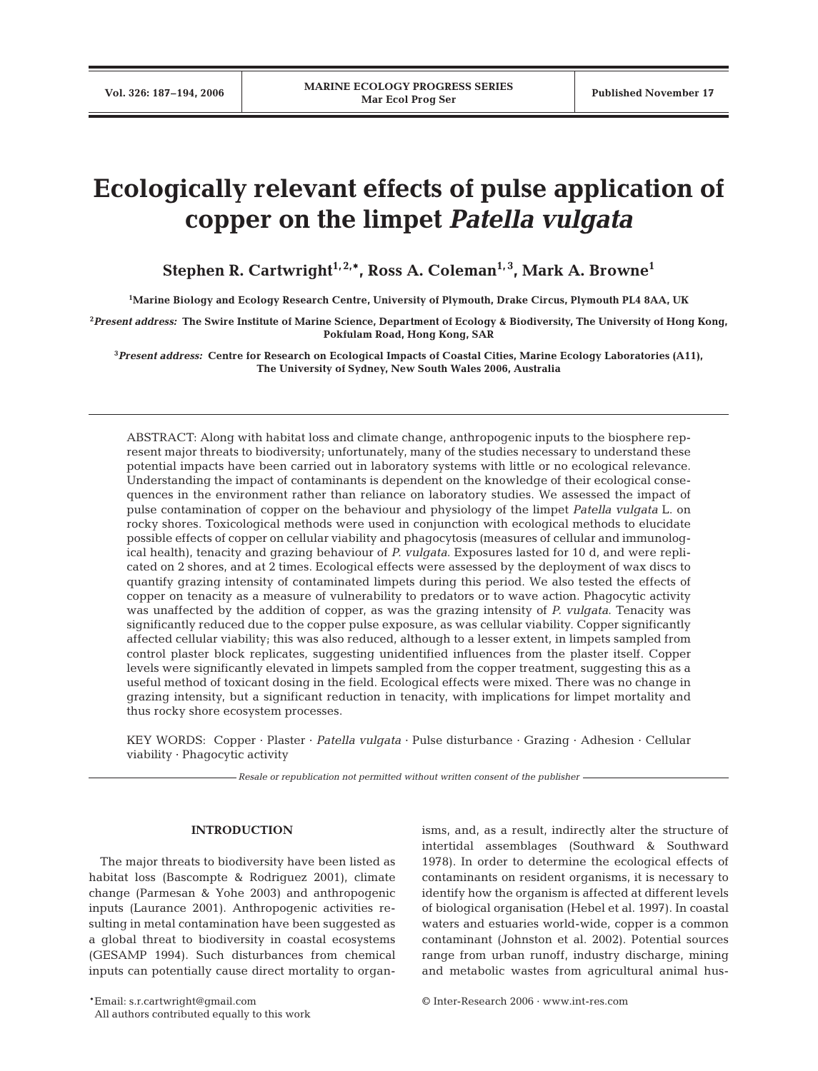# Ecologically relevant effects of pulse application of copper on the limpet *Patella vulgata*

**Stephen R. Cartwright[1,2,*], Ross A. Coleman[1,3], Mark A. Browne[1]**

[1]Marine Biology and Ecology Research Centre, University of Plymouth, Drake Circus, Plymouth PL4 8AA, UK

[2]*Present address:* The Swire Institute of Marine Science, Department of Ecology & Biodiversity, The University of Hong Kong, Pokfulam Road, Hong Kong, SAR

[3]*Present address:* Centre for Research on Ecological Impacts of Coastal Cities, Marine Ecology Laboratories (A11), The University of Sydney, New South Wales 2006, Australia

ABSTRACT: Along with habitat loss and climate change, anthropogenic inputs to the biosphere represent major threats to biodiversity; unfortunately, many of the studies necessary to understand these potential impacts have been carried out in laboratory systems with little or no ecological relevance. Understanding the impact of contaminants is dependent on the knowledge of their ecological consequences in the environment rather than reliance on laboratory studies. We assessed the impact of pulse contamination of copper on the behaviour and physiology of the limpet *Patella vulgata* L. on rocky shores. Toxicological methods were used in conjunction with ecological methods to elucidate possible effects of copper on cellular viability and phagocytosis (measures of cellular and immunological health), tenacity and grazing behaviour of *P. vulgata*. Exposures lasted for 10 d, and were replicated on 2 shores, and at 2 times. Ecological effects were assessed by the deployment of wax discs to quantify grazing intensity of contaminated limpets during this period. We also tested the effects of copper on tenacity as a measure of vulnerability to predators or to wave action. Phagocytic activity was unaffected by the addition of copper, as was the grazing intensity of *P. vulgata*. Tenacity was significantly reduced due to the copper pulse exposure, as was cellular viability. Copper significantly affected cellular viability; this was also reduced, although to a lesser extent, in limpets sampled from control plaster block replicates, suggesting unidentified influences from the plaster itself. Copper levels were significantly elevated in limpets sampled from the copper treatment, suggesting this as a useful method of toxicant dosing in the field. Ecological effects were mixed. There was no change in grazing intensity, but a significant reduction in tenacity, with implications for limpet mortality and thus rocky shore ecosystem processes.

KEY WORDS: Copper · Plaster · *Patella vulgata* · Pulse disturbance · Grazing · Adhesion · Cellular viability · Phagocytic activity

*Resale or republication not permitted without written consent of the publisher*

## INTRODUCTION

The major threats to biodiversity have been listed as habitat loss (Bascompte & Rodriguez 2001), climate change (Parmesan & Yohe 2003) and anthropogenic inputs (Laurance 2001). Anthropogenic activities resulting in metal contamination have been suggested as a global threat to biodiversity in coastal ecosystems (GESAMP 1994). Such disturbances from chemical inputs can potentially cause direct mortality to organisms, and, as a result, indirectly alter the structure of intertidal assemblages (Southward & Southward 1978). In order to determine the ecological effects of contaminants on resident organisms, it is necessary to identify how the organism is affected at different levels of biological organisation (Hebel et al. 1997). In coastal waters and estuaries world-wide, copper is a common contaminant (Johnston et al. 2002). Potential sources range from urban runoff, industry discharge, mining and metabolic wastes from agricultural animal hus-

*Email: s.r.cartwright@gmail.com
All authors contributed equally to this work

© Inter-Research 2006 · www.int-res.com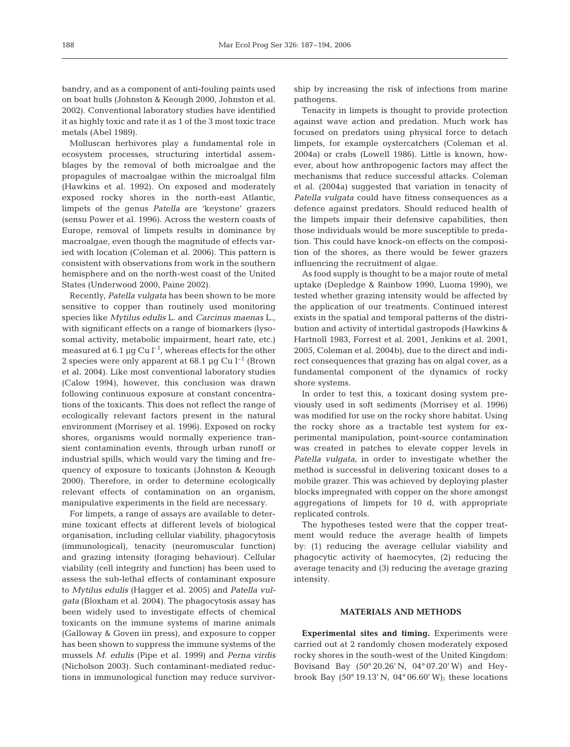bandry, and as a component of anti-fouling paints used on boat hulls (Johnston & Keough 2000, Johnston et al. 2002). Conventional laboratory studies have identified it as highly toxic and rate it as 1 of the 3 most toxic trace metals (Abel 1989).

Molluscan herbivores play a fundamental role in ecosystem processes, structuring intertidal assemblages by the removal of both microalgae and the propagules of macroalgae within the microalgal film (Hawkins et al. 1992). On exposed and moderately exposed rocky shores in the north-east Atlantic, limpets of the genus *Patella* are 'keystone' grazers (sensu Power et al. 1996). Across the western coasts of Europe, removal of limpets results in dominance by macroalgae, even though the magnitude of effects varied with location (Coleman et al. 2006). This pattern is consistent with observations from work in the southern hemisphere and on the north-west coast of the United States (Underwood 2000, Paine 2002).

Recently, *Patella vulgata* has been shown to be more sensitive to copper than routinely used monitoring species like *Mytilus edulis* L. and *Carcinus maenas* L., with significant effects on a range of biomarkers (lysosomal activity, metabolic impairment, heart rate, etc.) measured at 6.1 µg Cu $l^{-1}$, whereas effects for the other 2 species were only apparent at 68.1 µg Cu $l^{-1}$ (Brown et al. 2004). Like most conventional laboratory studies (Calow 1994), however, this conclusion was drawn following continuous exposure at constant concentrations of the toxicants. This does not reflect the range of ecologically relevant factors present in the natural environment (Morrisey et al. 1996). Exposed on rocky shores, organisms would normally experience transient contamination events, through urban runoff or industrial spills, which would vary the timing and frequency of exposure to toxicants (Johnston & Keough 2000). Therefore, in order to determine ecologically relevant effects of contamination on an organism, manipulative experiments in the field are necessary.

For limpets, a range of assays are available to determine toxicant effects at different levels of biological organisation, including cellular viability, phagocytosis (immunological), tenacity (neuromuscular function) and grazing intensity (foraging behaviour). Cellular viability (cell integrity and function) has been used to assess the sub-lethal effects of contaminant exposure to *Mytilus edulis* (Hagger et al. 2005) and *Patella vulgata* (Bloxham et al. 2004). The phagocytosis assay has been widely used to investigate effects of chemical toxicants on the immune systems of marine animals (Galloway & Goven iin press), and exposure to copper has been shown to suppress the immune systems of the mussels *M. edulis* (Pipe et al. 1999) and *Perna virdis* (Nicholson 2003). Such contaminant-mediated reductions in immunological function may reduce survivorship by increasing the risk of infections from marine pathogens.

Tenacity in limpets is thought to provide protection against wave action and predation. Much work has focused on predators using physical force to detach limpets, for example oystercatchers (Coleman et al. 2004a) or crabs (Lowell 1986). Little is known, however, about how anthropogenic factors may affect the mechanisms that reduce successful attacks. Coleman et al. (2004a) suggested that variation in tenacity of *Patella vulgata* could have fitness consequences as a defence against predators. Should reduced health of the limpets impair their defensive capabilities, then those individuals would be more susceptible to predation. This could have knock-on effects on the composition of the shores, as there would be fewer grazers influencing the recruitment of algae.

As food supply is thought to be a major route of metal uptake (Depledge & Rainbow 1990, Luoma 1990), we tested whether grazing intensity would be affected by the application of our treatments. Continued interest exists in the spatial and temporal patterns of the distribution and activity of intertidal gastropods (Hawkins & Hartnoll 1983, Forrest et al. 2001, Jenkins et al. 2001, 2005, Coleman et al. 2004b), due to the direct and indirect consequences that grazing has on algal cover, as a fundamental component of the dynamics of rocky shore systems.

In order to test this, a toxicant dosing system previously used in soft sediments (Morrisey et al. 1996) was modified for use on the rocky shore habitat. Using the rocky shore as a tractable test system for experimental manipulation, point-source contamination was created in patches to elevate copper levels in *Patella vulgata*, in order to investigate whether the method is successful in delivering toxicant doses to a mobile grazer. This was achieved by deploying plaster blocks impregnated with copper on the shore amongst aggregations of limpets for 10 d, with appropriate replicated controls.

The hypotheses tested were that the copper treatment would reduce the average health of limpets by: (1) reducing the average cellular viability and phagocytic activity of haemocytes, (2) reducing the average tenacity and (3) reducing the average grazing intensity.

## MATERIALS AND METHODS

**Experimental sites and timing.** Experiments were carried out at 2 randomly chosen moderately exposed rocky shores in the south-west of the United Kingdom: Bovisand Bay (50° 20.26' N, 04° 07.20' W) and Heybrook Bay (50° 19.13' N, 04° 06.60' W); these locations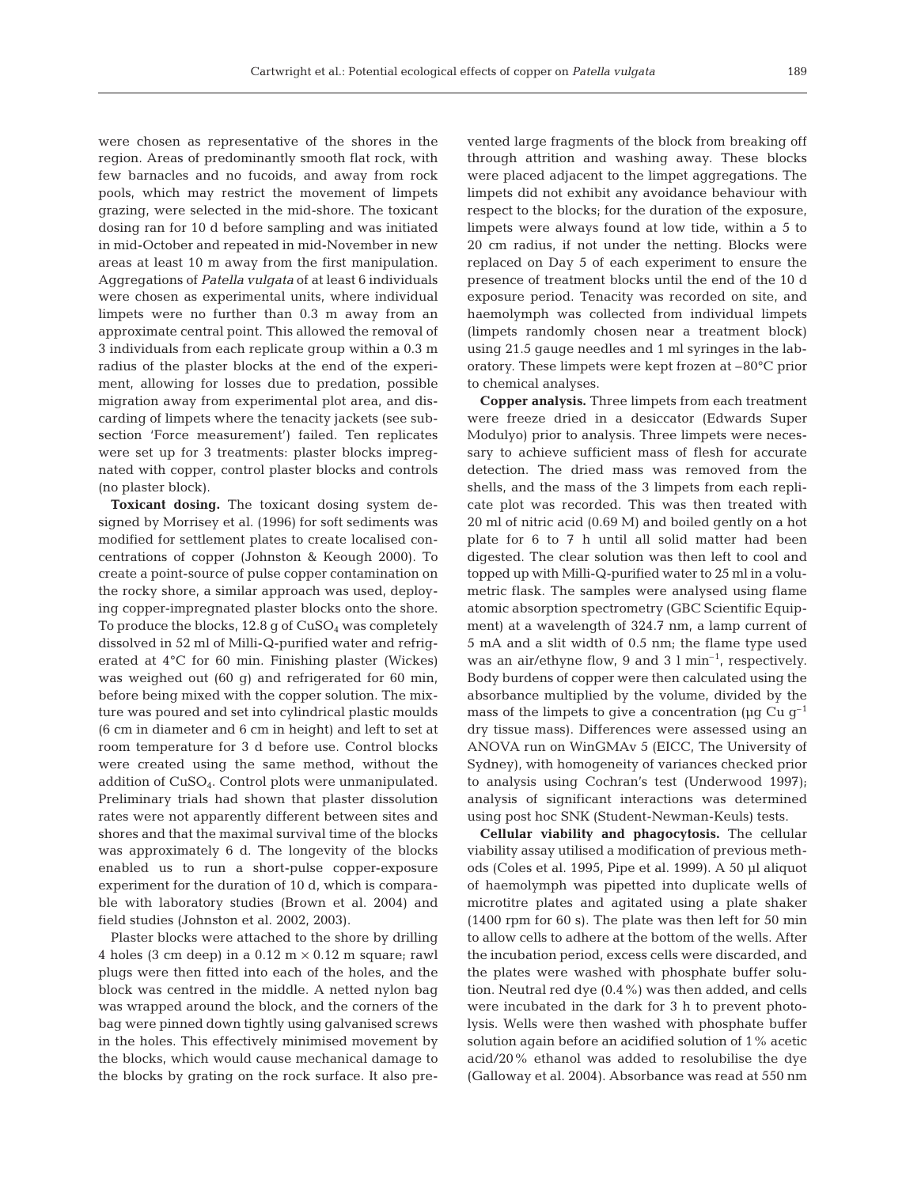were chosen as representative of the shores in the region. Areas of predominantly smooth flat rock, with few barnacles and no fucoids, and away from rock pools, which may restrict the movement of limpets grazing, were selected in the mid-shore. The toxicant dosing ran for 10 d before sampling and was initiated in mid-October and repeated in mid-November in new areas at least 10 m away from the first manipulation. Aggregations of *Patella vulgata* of at least 6 individuals were chosen as experimental units, where individual limpets were no further than 0.3 m away from an approximate central point. This allowed the removal of 3 individuals from each replicate group within a 0.3 m radius of the plaster blocks at the end of the experiment, allowing for losses due to predation, possible migration away from experimental plot area, and discarding of limpets where the tenacity jackets (see subsection 'Force measurement') failed. Ten replicates were set up for 3 treatments: plaster blocks impregnated with copper, control plaster blocks and controls (no plaster block).

**Toxicant dosing.** The toxicant dosing system designed by Morrisey et al. (1996) for soft sediments was modified for settlement plates to create localised concentrations of copper (Johnston & Keough 2000). To create a point-source of pulse copper contamination on the rocky shore, a similar approach was used, deploying copper-impregnated plaster blocks onto the shore. To produce the blocks, 12.8 g of $CuSO_4$ was completely dissolved in 52 ml of Milli-Q-purified water and refrigerated at 4°C for 60 min. Finishing plaster (Wickes) was weighed out (60 g) and refrigerated for 60 min, before being mixed with the copper solution. The mixture was poured and set into cylindrical plastic moulds (6 cm in diameter and 6 cm in height) and left to set at room temperature for 3 d before use. Control blocks were created using the same method, without the addition of $CuSO_4$. Control plots were unmanipulated. Preliminary trials had shown that plaster dissolution rates were not apparently different between sites and shores and that the maximal survival time of the blocks was approximately 6 d. The longevity of the blocks enabled us to run a short-pulse copper-exposure experiment for the duration of 10 d, which is comparable with laboratory studies (Brown et al. 2004) and field studies (Johnston et al. 2002, 2003).

Plaster blocks were attached to the shore by drilling 4 holes (3 cm deep) in a 0.12 m × 0.12 m square; rawl plugs were then fitted into each of the holes, and the block was centred in the middle. A netted nylon bag was wrapped around the block, and the corners of the bag were pinned down tightly using galvanised screws in the holes. This effectively minimised movement by the blocks, which would cause mechanical damage to the blocks by grating on the rock surface. It also prevented large fragments of the block from breaking off through attrition and washing away. These blocks were placed adjacent to the limpet aggregations. The limpets did not exhibit any avoidance behaviour with respect to the blocks; for the duration of the exposure, limpets were always found at low tide, within a 5 to 20 cm radius, if not under the netting. Blocks were replaced on Day 5 of each experiment to ensure the presence of treatment blocks until the end of the 10 d exposure period. Tenacity was recorded on site, and haemolymph was collected from individual limpets (limpets randomly chosen near a treatment block) using 21.5 gauge needles and 1 ml syringes in the laboratory. These limpets were kept frozen at –80°C prior to chemical analyses.

**Copper analysis.** Three limpets from each treatment were freeze dried in a desiccator (Edwards Super Modulyo) prior to analysis. Three limpets were necessary to achieve sufficient mass of flesh for accurate detection. The dried mass was removed from the shells, and the mass of the 3 limpets from each replicate plot was recorded. This was then treated with 20 ml of nitric acid (0.69 M) and boiled gently on a hot plate for 6 to 7 h until all solid matter had been digested. The clear solution was then left to cool and topped up with Milli-Q-purified water to 25 ml in a volumetric flask. The samples were analysed using flame atomic absorption spectrometry (GBC Scientific Equipment) at a wavelength of 324.7 nm, a lamp current of 5 mA and a slit width of 0.5 nm; the flame type used was an air/ethyne flow, 9 and 3 l $min^{-1}$, respectively. Body burdens of copper were then calculated using the absorbance multiplied by the volume, divided by the mass of the limpets to give a concentration (μg Cu $g^{-1}$ dry tissue mass). Differences were assessed using an ANOVA run on WinGMAv 5 (EICC, The University of Sydney), with homogeneity of variances checked prior to analysis using Cochran's test (Underwood 1997); analysis of significant interactions was determined using post hoc SNK (Student-Newman-Keuls) tests.

**Cellular viability and phagocytosis.** The cellular viability assay utilised a modification of previous methods (Coles et al. 1995, Pipe et al. 1999). A 50 μl aliquot of haemolymph was pipetted into duplicate wells of microtitre plates and agitated using a plate shaker (1400 rpm for 60 s). The plate was then left for 50 min to allow cells to adhere at the bottom of the wells. After the incubation period, excess cells were discarded, and the plates were washed with phosphate buffer solution. Neutral red dye (0.4%) was then added, and cells were incubated in the dark for 3 h to prevent photolysis. Wells were then washed with phosphate buffer solution again before an acidified solution of 1% acetic acid/20% ethanol was added to resolubilise the dye (Galloway et al. 2004). Absorbance was read at 550 nm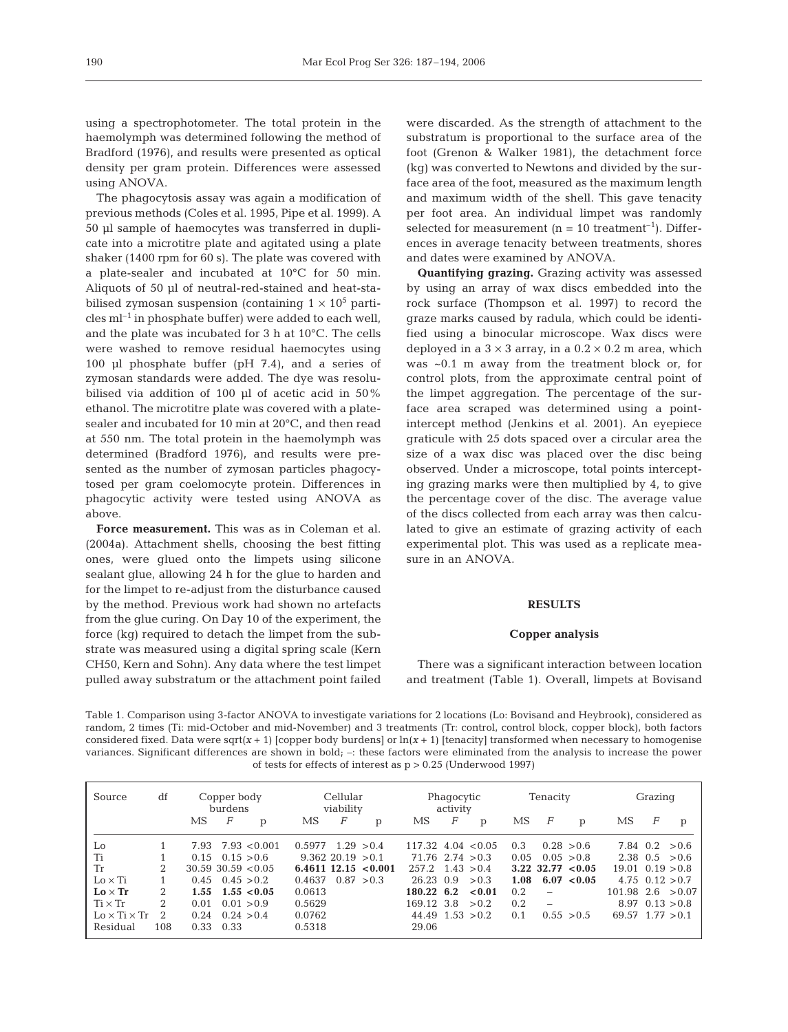using a spectrophotometer. The total protein in the haemolymph was determined following the method of Bradford (1976), and results were presented as optical density per gram protein. Differences were assessed using ANOVA.

The phagocytosis assay was again a modification of previous methods (Coles et al. 1995, Pipe et al. 1999). A 50 µl sample of haemocytes was transferred in duplicate into a microtitre plate and agitated using a plate shaker (1400 rpm for 60 s). The plate was covered with a plate-sealer and incubated at 10°C for 50 min. Aliquots of 50 µl of neutral-red-stained and heat-stabilised zymosan suspension (containing $1 \times 10^5$ particles ml$^{-1}$ in phosphate buffer) were added to each well, and the plate was incubated for 3 h at 10°C. The cells were washed to remove residual haemocytes using 100 µl phosphate buffer (pH 7.4), and a series of zymosan standards were added. The dye was resolubilised via addition of 100 µl of acetic acid in 50% ethanol. The microtitre plate was covered with a plate-sealer and incubated for 10 min at 20°C, and then read at 550 nm. The total protein in the haemolymph was determined (Bradford 1976), and results were presented as the number of zymosan particles phagocytosed per gram coelomocyte protein. Differences in phagocytic activity were tested using ANOVA as above.

**Force measurement.** This was as in Coleman et al. (2004a). Attachment shells, choosing the best fitting ones, were glued onto the limpets using silicone sealant glue, allowing 24 h for the glue to harden and for the limpet to re-adjust from the disturbance caused by the method. Previous work had shown no artefacts from the glue curing. On Day 10 of the experiment, the force (kg) required to detach the limpet from the substrate was measured using a digital spring scale (Kern CH50, Kern and Sohn). Any data where the test limpet pulled away substratum or the attachment point failed were discarded. As the strength of attachment to the substratum is proportional to the surface area of the foot (Grenon & Walker 1981), the detachment force (kg) was converted to Newtons and divided by the surface area of the foot, measured as the maximum length and maximum width of the shell. This gave tenacity per foot area. An individual limpet was randomly selected for measurement (n = 10 treatment$^{-1}$). Differences in average tenacity between treatments, shores and dates were examined by ANOVA.

**Quantifying grazing.** Grazing activity was assessed by using an array of wax discs embedded into the rock surface (Thompson et al. 1997) to record the graze marks caused by radula, which could be identified using a binocular microscope. Wax discs were deployed in a 3 × 3 array, in a 0.2 × 0.2 m area, which was ~0.1 m away from the treatment block or, for control plots, from the approximate central point of the limpet aggregation. The percentage of the surface area scraped was determined using a point-intercept method (Jenkins et al. 2001). An eyepiece graticule with 25 dots spaced over a circular area the size of a wax disc was placed over the disc being observed. Under a microscope, total points intercepting grazing marks were then multiplied by 4, to give the percentage cover of the disc. The average value of the discs collected from each array was then calculated to give an estimate of grazing activity of each experimental plot. This was used as a replicate measure in an ANOVA.

## RESULTS

### Copper analysis

There was a significant interaction between location and treatment (Table 1). Overall, limpets at Bovisand

Table 1. Comparison using 3-factor ANOVA to investigate variations for 2 locations (Lo: Bovisand and Heybrook), considered as random, 2 times (Ti: mid-October and mid-November) and 3 treatments (Tr: control, control block, copper block), both factors considered fixed. Data were sqrt($x$ + 1) [copper body burdens] or ln($x$ + 1) [tenacity] transformed when necessary to homogenise variances. Significant differences are shown in bold; –: these factors were eliminated from the analysis to increase the power of tests for effects of interest as p > 0.25 (Underwood 1997)

| Source | df | Copper body burdens | | | Cellular viability | | | Phagocytic activity | | | Tenacity | | | Grazing | | |
|---|---|---|---|---|---|---|---|---|---|---|---|---|---|---|---|---|
| | | MS | *F* | p | MS | *F* | p | MS | *F* | p | MS | *F* | p | MS | *F* | p |
| Lo | 1 | 7.93 | 7.93 | <0.001 | 0.5977 | 1.29 | >0.4 | 117.32 | 4.04 | <0.05 | 0.3 | 0.28 | >0.6 | 7.84 | 0.2 | >0.6 |
| Ti | 1 | 0.15 | 0.15 | >0.6 | 9.362 | 20.19 | >0.1 | 71.76 | 2.74 | >0.3 | 0.05 | 0.05 | >0.8 | 2.38 | 0.5 | >0.6 |
| Tr | 2 | 30.59 | 30.59 | <0.05 | **6.4611** | **12.15** | **<0.001** | 257.2 | 1.43 | >0.4 | **3.22** | **32.77** | **<0.05** | 19.01 | 0.19 | >0.8 |
| Lo × Ti | 1 | 0.45 | 0.45 | >0.2 | 0.4637 | 0.87 | >0.3 | 26.23 | 0.9 | >0.3 | **1.08** | **6.07** | **<0.05** | 4.75 | 0.12 | >0.7 |
| **Lo × Tr** | 2 | **1.55** | **1.55** | **<0.05** | 0.0613 | | | **180.22** | **6.2** | **<0.01** | 0.2 | – | | 101.98 | 2.6 | >0.07 |
| Ti × Tr | 2 | 0.01 | 0.01 | >0.9 | 0.5629 | | | 169.12 | 3.8 | >0.2 | 0.2 | – | | 8.97 | 0.13 | >0.8 |
| Lo × Ti × Tr | 2 | 0.24 | 0.24 | >0.4 | 0.0762 | | | 44.49 | 1.53 | >0.2 | 0.1 | 0.55 | >0.5 | 69.57 | 1.77 | >0.1 |
| Residual | 108 | 0.33 | 0.33 | | 0.5318 | | | 29.06 | | | | | | | | |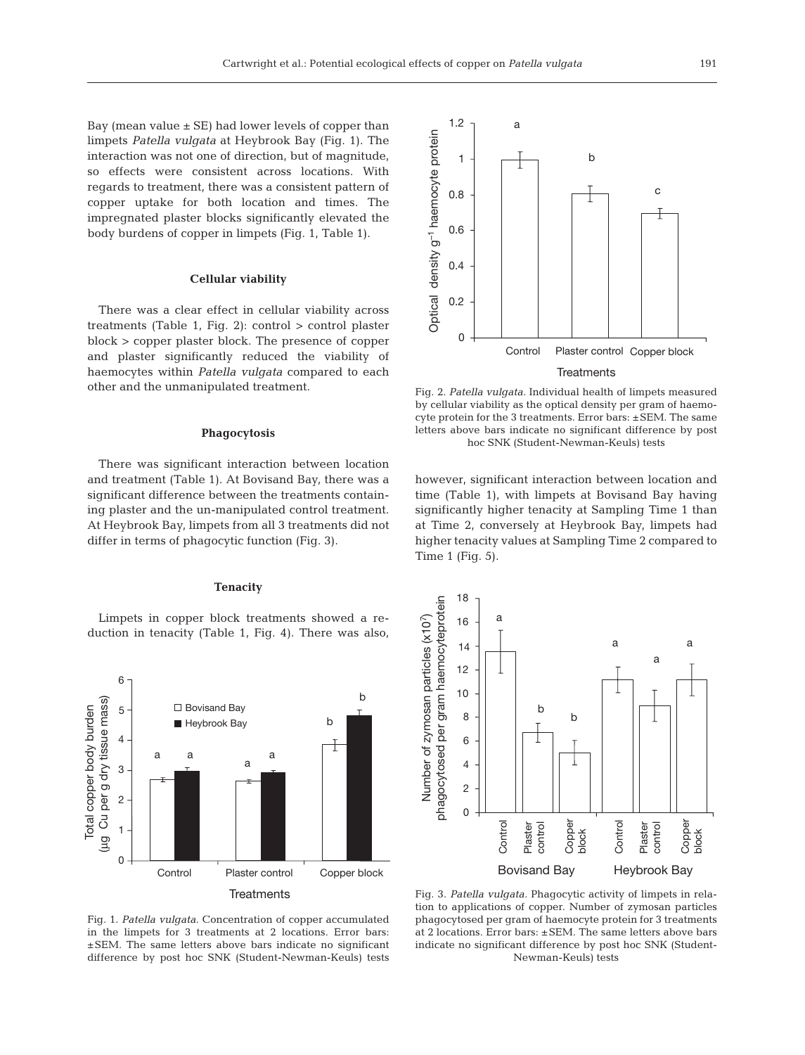Bay (mean value ± SE) had lower levels of copper than limpets *Patella vulgata* at Heybrook Bay (Fig. 1). The interaction was not one of direction, but of magnitude, so effects were consistent across locations. With regards to treatment, there was a consistent pattern of copper uptake for both location and times. The impregnated plaster blocks significantly elevated the body burdens of copper in limpets (Fig. 1, Table 1).

### Cellular viability

There was a clear effect in cellular viability across treatments (Table 1, Fig. 2): control > control plaster block > copper plaster block. The presence of copper and plaster significantly reduced the viability of haemocytes within *Patella vulgata* compared to each other and the unmanipulated treatment.

### Phagocytosis

There was significant interaction between location and treatment (Table 1). At Bovisand Bay, there was a significant difference between the treatments containing plaster and the un-manipulated control treatment. At Heybrook Bay, limpets from all 3 treatments did not differ in terms of phagocytic function (Fig. 3).

### Tenacity

Limpets in copper block treatments showed a reduction in tenacity (Table 1, Fig. 4). There was also, however, significant interaction between location and time (Table 1), with limpets at Bovisand Bay having significantly higher tenacity at Sampling Time 1 than at Time 2, conversely at Heybrook Bay, limpets had higher tenacity values at Sampling Time 2 compared to Time 1 (Fig. 5).

Fig. 1. *Patella vulgata.* Concentration of copper accumulated in the limpets for 3 treatments at 2 locations. Error bars: ±SEM. The same letters above bars indicate no significant difference by post hoc SNK (Student-Newman-Keuls) tests

Fig. 2. *Patella vulgata.* Individual health of limpets measured by cellular viability as the optical density per gram of haemocyte protein for the 3 treatments. Error bars: ±SEM. The same letters above bars indicate no significant difference by post hoc SNK (Student-Newman-Keuls) tests

Fig. 3. *Patella vulgata.* Phagocytic activity of limpets in relation to applications of copper. Number of zymosan particles phagocytosed per gram of haemocyte protein for 3 treatments at 2 locations. Error bars: ±SEM. The same letters above bars indicate no significant difference by post hoc SNK (Student-Newman-Keuls) tests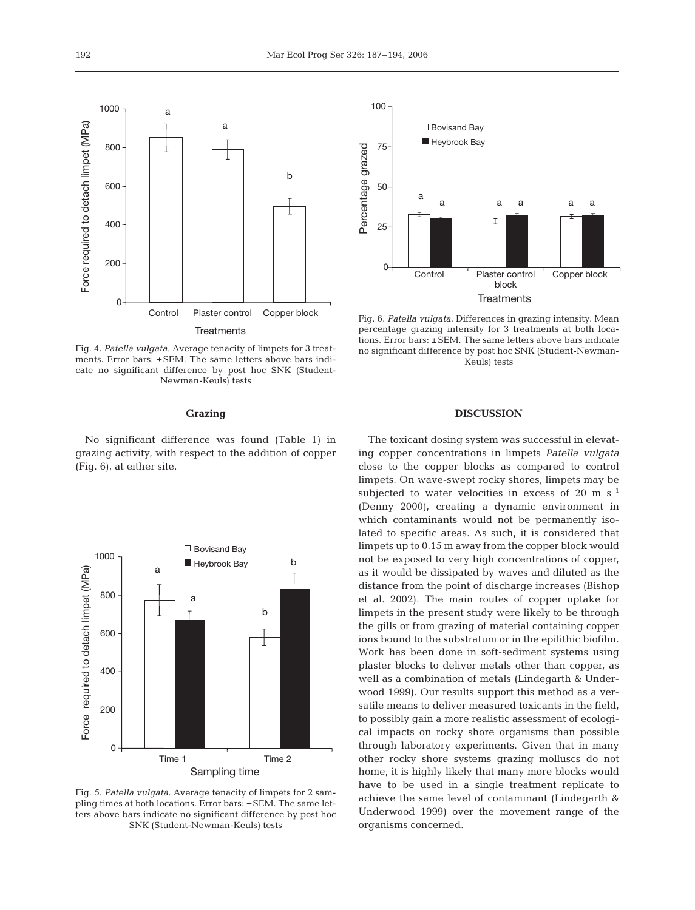Fig. 4. *Patella vulgata.* Average tenacity of limpets for 3 treatments. Error bars: ±SEM. The same letters above bars indicate no significant difference by post hoc SNK (Student-Newman-Keuls) tests

Fig. 6. *Patella vulgata.* Differences in grazing intensity. Mean percentage grazing intensity for 3 treatments at both locations. Error bars: ±SEM. The same letters above bars indicate no significant difference by post hoc SNK (Student-Newman-Keuls) tests

### Grazing

No significant difference was found (Table 1) in grazing activity, with respect to the addition of copper (Fig. 6), at either site.

Fig. 5. *Patella vulgata.* Average tenacity of limpets for 2 sampling times at both locations. Error bars: ±SEM. The same letters above bars indicate no significant difference by post hoc SNK (Student-Newman-Keuls) tests

## DISCUSSION

The toxicant dosing system was successful in elevating copper concentrations in limpets *Patella vulgata* close to the copper blocks as compared to control limpets. On wave-swept rocky shores, limpets may be subjected to water velocities in excess of 20 m $s^{-1}$ (Denny 2000), creating a dynamic environment in which contaminants would not be permanently isolated to specific areas. As such, it is considered that limpets up to 0.15 m away from the copper block would not be exposed to very high concentrations of copper, as it would be dissipated by waves and diluted as the distance from the point of discharge increases (Bishop et al. 2002). The main routes of copper uptake for limpets in the present study were likely to be through the gills or from grazing of material containing copper ions bound to the substratum or in the epilithic biofilm. Work has been done in soft-sediment systems using plaster blocks to deliver metals other than copper, as well as a combination of metals (Lindegarth & Underwood 1999). Our results support this method as a versatile means to deliver measured toxicants in the field, to possibly gain a more realistic assessment of ecological impacts on rocky shore organisms than possible through laboratory experiments. Given that in many other rocky shore systems grazing molluscs do not home, it is highly likely that many more blocks would have to be used in a single treatment replicate to achieve the same level of contaminant (Lindegarth & Underwood 1999) over the movement range of the organisms concerned.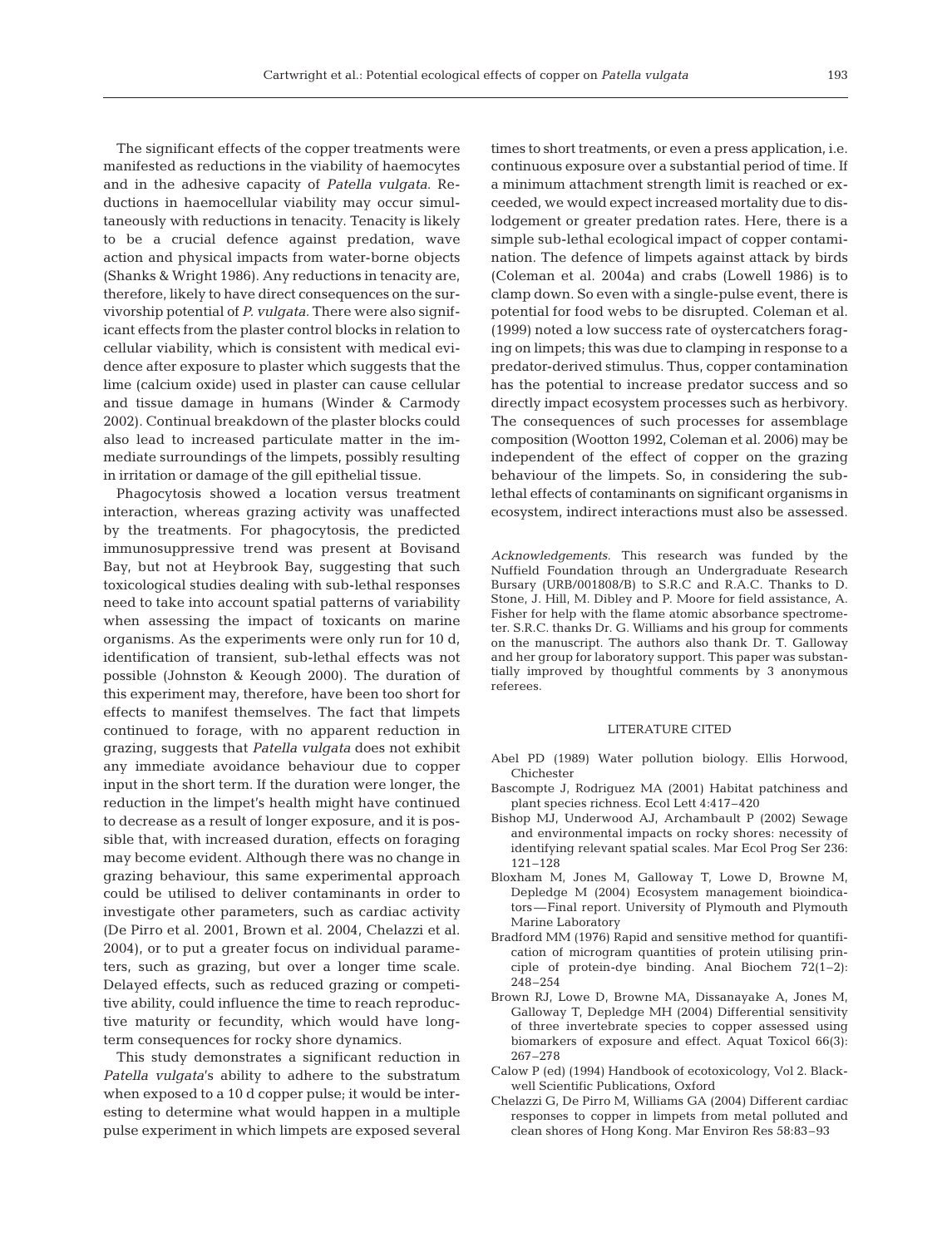The significant effects of the copper treatments were manifested as reductions in the viability of haemocytes and in the adhesive capacity of *Patella vulgata*. Reductions in haemocellular viability may occur simultaneously with reductions in tenacity. Tenacity is likely to be a crucial defence against predation, wave action and physical impacts from water-borne objects (Shanks & Wright 1986). Any reductions in tenacity are, therefore, likely to have direct consequences on the survivorship potential of *P. vulgata*. There were also significant effects from the plaster control blocks in relation to cellular viability, which is consistent with medical evidence after exposure to plaster which suggests that the lime (calcium oxide) used in plaster can cause cellular and tissue damage in humans (Winder & Carmody 2002). Continual breakdown of the plaster blocks could also lead to increased particulate matter in the immediate surroundings of the limpets, possibly resulting in irritation or damage of the gill epithelial tissue.

Phagocytosis showed a location versus treatment interaction, whereas grazing activity was unaffected by the treatments. For phagocytosis, the predicted immunosuppressive trend was present at Bovisand Bay, but not at Heybrook Bay, suggesting that such toxicological studies dealing with sub-lethal responses need to take into account spatial patterns of variability when assessing the impact of toxicants on marine organisms. As the experiments were only run for 10 d, identification of transient, sub-lethal effects was not possible (Johnston & Keough 2000). The duration of this experiment may, therefore, have been too short for effects to manifest themselves. The fact that limpets continued to forage, with no apparent reduction in grazing, suggests that *Patella vulgata* does not exhibit any immediate avoidance behaviour due to copper input in the short term. If the duration were longer, the reduction in the limpet's health might have continued to decrease as a result of longer exposure, and it is possible that, with increased duration, effects on foraging may become evident. Although there was no change in grazing behaviour, this same experimental approach could be utilised to deliver contaminants in order to investigate other parameters, such as cardiac activity (De Pirro et al. 2001, Brown et al. 2004, Chelazzi et al. 2004), or to put a greater focus on individual parameters, such as grazing, but over a longer time scale. Delayed effects, such as reduced grazing or competitive ability, could influence the time to reach reproductive maturity or fecundity, which would have long-term consequences for rocky shore dynamics.

This study demonstrates a significant reduction in *Patella vulgata*'s ability to adhere to the substratum when exposed to a 10 d copper pulse; it would be interesting to determine what would happen in a multiple pulse experiment in which limpets are exposed several times to short treatments, or even a press application, i.e. continuous exposure over a substantial period of time. If a minimum attachment strength limit is reached or exceeded, we would expect increased mortality due to dislodgement or greater predation rates. Here, there is a simple sub-lethal ecological impact of copper contamination. The defence of limpets against attack by birds (Coleman et al. 2004a) and crabs (Lowell 1986) is to clamp down. So even with a single-pulse event, there is potential for food webs to be disrupted. Coleman et al. (1999) noted a low success rate of oystercatchers foraging on limpets; this was due to clamping in response to a predator-derived stimulus. Thus, copper contamination has the potential to increase predator success and so directly impact ecosystem processes such as herbivory. The consequences of such processes for assemblage composition (Wootton 1992, Coleman et al. 2006) may be independent of the effect of copper on the grazing behaviour of the limpets. So, in considering the sub-lethal effects of contaminants on significant organisms in ecosystem, indirect interactions must also be assessed.

*Acknowledgements.* This research was funded by the Nuffield Foundation through an Undergraduate Research Bursary (URB/001808/B) to S.R.C and R.A.C. Thanks to D. Stone, J. Hill, M. Dibley and P. Moore for field assistance, A. Fisher for help with the flame atomic absorbance spectrometer. S.R.C. thanks Dr. G. Williams and his group for comments on the manuscript. The authors also thank Dr. T. Galloway and her group for laboratory support. This paper was substantially improved by thoughtful comments by 3 anonymous referees.

## LITERATURE CITED

- Abel PD (1989) Water pollution biology. Ellis Horwood, Chichester
- Bascompte J, Rodriguez MA (2001) Habitat patchiness and plant species richness. Ecol Lett 4:417–420
- Bishop MJ, Underwood AJ, Archambault P (2002) Sewage and environmental impacts on rocky shores: necessity of identifying relevant spatial scales. Mar Ecol Prog Ser 236: 121–128
- Bloxham M, Jones M, Galloway T, Lowe D, Browne M, Depledge M (2004) Ecosystem management bioindicators—Final report. University of Plymouth and Plymouth Marine Laboratory
- Bradford MM (1976) Rapid and sensitive method for quantification of microgram quantities of protein utilising principle of protein-dye binding. Anal Biochem 72(1–2): 248–254
- Brown RJ, Lowe D, Browne MA, Dissanayake A, Jones M, Galloway T, Depledge MH (2004) Differential sensitivity of three invertebrate species to copper assessed using biomarkers of exposure and effect. Aquat Toxicol 66(3): 267–278
- Calow P (ed) (1994) Handbook of ecotoxicology, Vol 2. Blackwell Scientific Publications, Oxford
- Chelazzi G, De Pirro M, Williams GA (2004) Different cardiac responses to copper in limpets from metal polluted and clean shores of Hong Kong. Mar Environ Res 58:83–93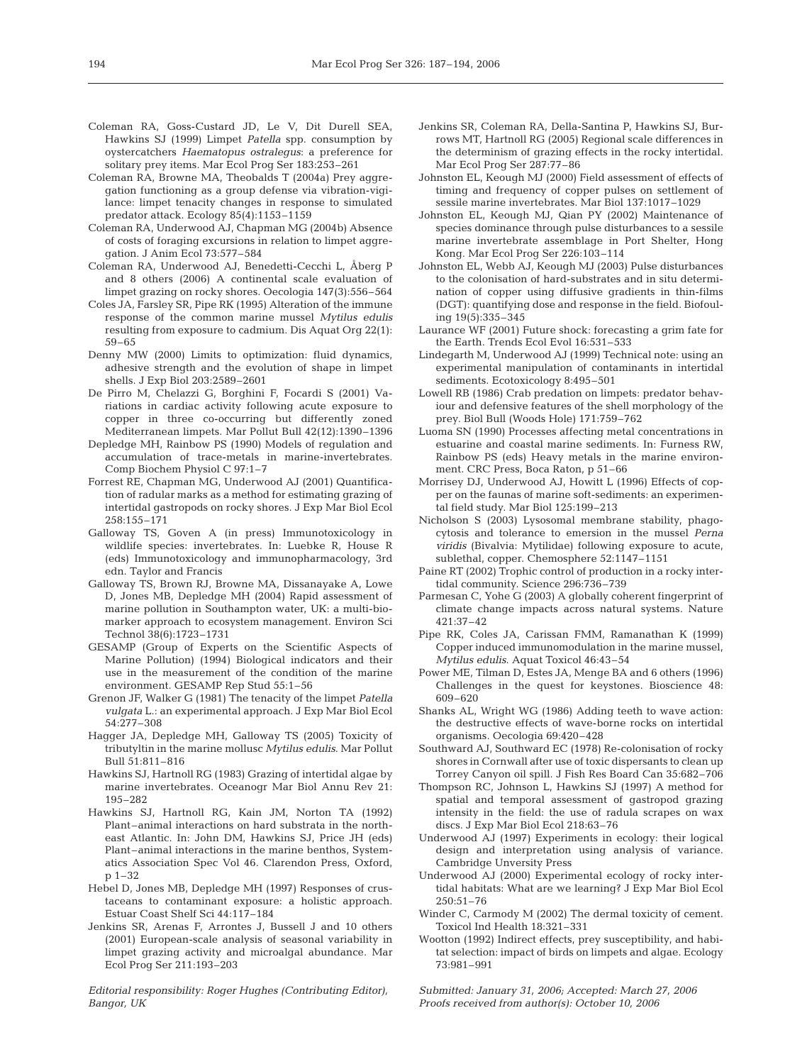Coleman RA, Goss-Custard JD, Le V, Dit Durell SEA, Hawkins SJ (1999) Limpet *Patella* spp. consumption by oystercatchers *Haematopus ostralegus*: a preference for solitary prey items. Mar Ecol Prog Ser 183:253–261

Coleman RA, Browne MA, Theobalds T (2004a) Prey aggregation functioning as a group defense via vibration-vigilance: limpet tenacity changes in response to simulated predator attack. Ecology 85(4):1153–1159

Coleman RA, Underwood AJ, Chapman MG (2004b) Absence of costs of foraging excursions in relation to limpet aggregation. J Anim Ecol 73:577–584

Coleman RA, Underwood AJ, Benedetti-Cecchi L, Åberg P and 8 others (2006) A continental scale evaluation of limpet grazing on rocky shores. Oecologia 147(3):556–564

Coles JA, Farsley SR, Pipe RK (1995) Alteration of the immune response of the common marine mussel *Mytilus edulis* resulting from exposure to cadmium. Dis Aquat Org 22(1): 59–65

Denny MW (2000) Limits to optimization: fluid dynamics, adhesive strength and the evolution of shape in limpet shells. J Exp Biol 203:2589–2601

De Pirro M, Chelazzi G, Borghini F, Focardi S (2001) Variations in cardiac activity following acute exposure to copper in three co-occurring but differently zoned Mediterranean limpets. Mar Pollut Bull 42(12):1390–1396

Depledge MH, Rainbow PS (1990) Models of regulation and accumulation of trace-metals in marine-invertebrates. Comp Biochem Physiol C 97:1–7

Forrest RE, Chapman MG, Underwood AJ (2001) Quantification of radular marks as a method for estimating grazing of intertidal gastropods on rocky shores. J Exp Mar Biol Ecol 258:155–171

Galloway TS, Goven A (in press) Immunotoxicology in wildlife species: invertebrates. In: Luebke R, House R (eds) Immunotoxicology and immunopharmacology, 3rd edn. Taylor and Francis

Galloway TS, Brown RJ, Browne MA, Dissanayake A, Lowe D, Jones MB, Depledge MH (2004) Rapid assessment of marine pollution in Southampton water, UK: a multi-biomarker approach to ecosystem management. Environ Sci Technol 38(6):1723–1731

GESAMP (Group of Experts on the Scientific Aspects of Marine Pollution) (1994) Biological indicators and their use in the measurement of the condition of the marine environment. GESAMP Rep Stud 55:1–56

Grenon JF, Walker G (1981) The tenacity of the limpet *Patella vulgata* L.: an experimental approach. J Exp Mar Biol Ecol 54:277–308

Hagger JA, Depledge MH, Galloway TS (2005) Toxicity of tributyltin in the marine mollusc *Mytilus edulis*. Mar Pollut Bull 51:811–816

Hawkins SJ, Hartnoll RG (1983) Grazing of intertidal algae by marine invertebrates. Oceanogr Mar Biol Annu Rev 21: 195–282

Hawkins SJ, Hartnoll RG, Kain JM, Norton TA (1992) Plant–animal interactions on hard substrata in the north-east Atlantic. In: John DM, Hawkins SJ, Price JH (eds) Plant–animal interactions in the marine benthos, Systematics Association Spec Vol 46. Clarendon Press, Oxford, p 1–32

Hebel D, Jones MB, Depledge MH (1997) Responses of crustaceans to contaminant exposure: a holistic approach. Estuar Coast Shelf Sci 44:117–184

Jenkins SR, Arenas F, Arrontes J, Bussell J and 10 others (2001) European-scale analysis of seasonal variability in limpet grazing activity and microalgal abundance. Mar Ecol Prog Ser 211:193–203

Jenkins SR, Coleman RA, Della-Santina P, Hawkins SJ, Burrows MT, Hartnoll RG (2005) Regional scale differences in the determinism of grazing effects in the rocky intertidal. Mar Ecol Prog Ser 287:77–86

Johnston EL, Keough MJ (2000) Field assessment of effects of timing and frequency of copper pulses on settlement of sessile marine invertebrates. Mar Biol 137:1017–1029

Johnston EL, Keough MJ, Qian PY (2002) Maintenance of species dominance through pulse disturbances to a sessile marine invertebrate assemblage in Port Shelter, Hong Kong. Mar Ecol Prog Ser 226:103–114

Johnston EL, Webb AJ, Keough MJ (2003) Pulse disturbances to the colonisation of hard-substrates and in situ determination of copper using diffusive gradients in thin-films (DGT): quantifying dose and response in the field. Biofouling 19(5):335–345

Laurance WF (2001) Future shock: forecasting a grim fate for the Earth. Trends Ecol Evol 16:531–533

Lindegarth M, Underwood AJ (1999) Technical note: using an experimental manipulation of contaminants in intertidal sediments. Ecotoxicology 8:495–501

Lowell RB (1986) Crab predation on limpets: predator behaviour and defensive features of the shell morphology of the prey. Biol Bull (Woods Hole) 171:759–762

Luoma SN (1990) Processes affecting metal concentrations in estuarine and coastal marine sediments. In: Furness RW, Rainbow PS (eds) Heavy metals in the marine environment. CRC Press, Boca Raton, p 51–66

Morrisey DJ, Underwood AJ, Howitt L (1996) Effects of copper on the faunas of marine soft-sediments: an experimental field study. Mar Biol 125:199–213

Nicholson S (2003) Lysosomal membrane stability, phagocytosis and tolerance to emersion in the mussel *Perna viridis* (Bivalvia: Mytilidae) following exposure to acute, sublethal, copper. Chemosphere 52:1147–1151

Paine RT (2002) Trophic control of production in a rocky intertidal community. Science 296:736–739

Parmesan C, Yohe G (2003) A globally coherent fingerprint of climate change impacts across natural systems. Nature 421:37–42

Pipe RK, Coles JA, Carissan FMM, Ramanathan K (1999) Copper induced immunomodulation in the marine mussel, *Mytilus edulis*. Aquat Toxicol 46:43–54

Power ME, Tilman D, Estes JA, Menge BA and 6 others (1996) Challenges in the quest for keystones. Bioscience 48: 609–620

Shanks AL, Wright WG (1986) Adding teeth to wave action: the destructive effects of wave-borne rocks on intertidal organisms. Oecologia 69:420–428

Southward AJ, Southward EC (1978) Re-colonisation of rocky shores in Cornwall after use of toxic dispersants to clean up Torrey Canyon oil spill. J Fish Res Board Can 35:682–706

Thompson RC, Johnson L, Hawkins SJ (1997) A method for spatial and temporal assessment of gastropod grazing intensity in the field: the use of radula scrapes on wax discs. J Exp Mar Biol Ecol 218:63–76

Underwood AJ (1997) Experiments in ecology: their logical design and interpretation using analysis of variance. Cambridge Unversity Press

Underwood AJ (2000) Experimental ecology of rocky intertidal habitats: What are we learning? J Exp Mar Biol Ecol 250:51–76

Winder C, Carmody M (2002) The dermal toxicity of cement. Toxicol Ind Health 18:321–331

Wootton (1992) Indirect effects, prey susceptibility, and habitat selection: impact of birds on limpets and algae. Ecology 73:981–991

*Editorial responsibility: Roger Hughes (Contributing Editor), Bangor, UK*

*Submitted: January 31, 2006; Accepted: March 27, 2006*
*Proofs received from author(s): October 10, 2006*